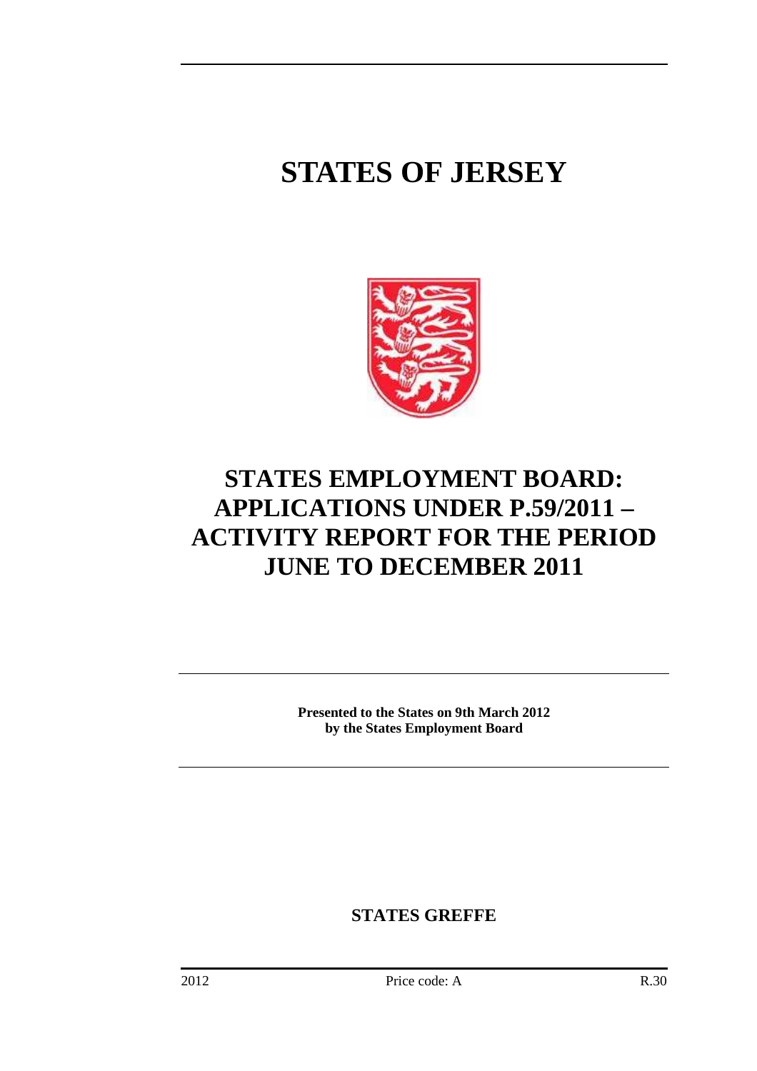# STATES OF JERSEY

# STATES EMPLOYMENT BOARD: APPLICATIONS UNDER P.59/2011 – ACTIVITY REPORT FOR THE PERIOD JUNE TO DECEMBER 2011

**Presented to the States on 9th March 2012**
**by the States Employment Board**

**STATES GREFFE**

2012 Price code: A R.30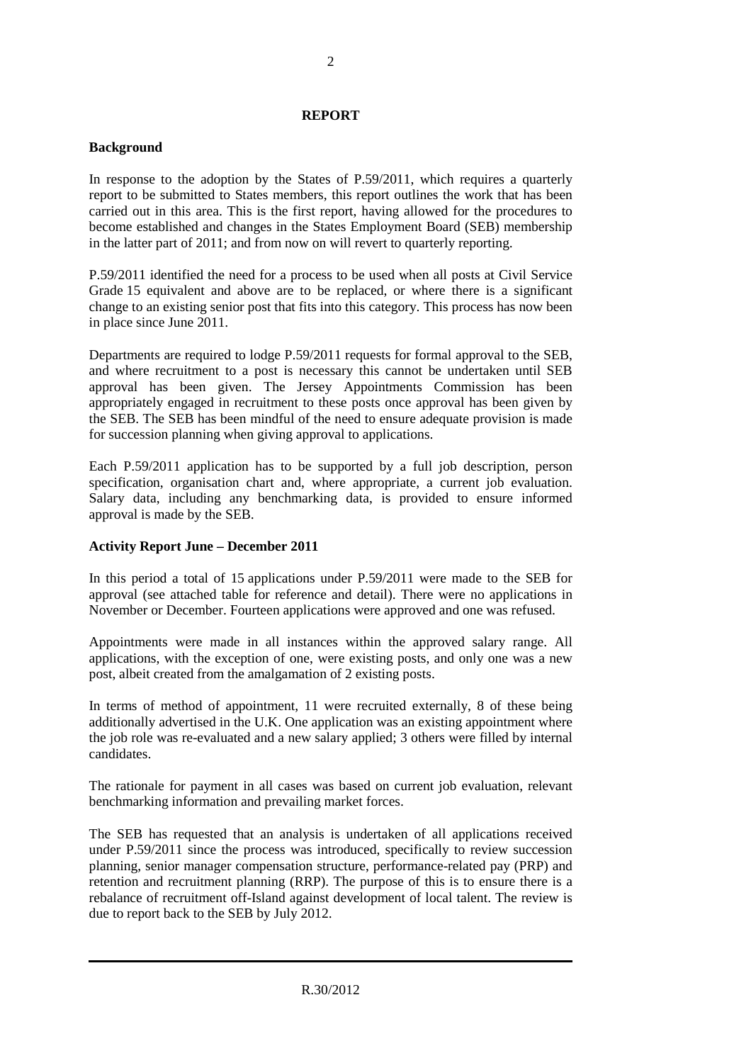## REPORT

### Background

In response to the adoption by the States of P.59/2011, which requires a quarterly report to be submitted to States members, this report outlines the work that has been carried out in this area. This is the first report, having allowed for the procedures to become established and changes in the States Employment Board (SEB) membership in the latter part of 2011; and from now on will revert to quarterly reporting.

P.59/2011 identified the need for a process to be used when all posts at Civil Service Grade 15 equivalent and above are to be replaced, or where there is a significant change to an existing senior post that fits into this category. This process has now been in place since June 2011.

Departments are required to lodge P.59/2011 requests for formal approval to the SEB, and where recruitment to a post is necessary this cannot be undertaken until SEB approval has been given. The Jersey Appointments Commission has been appropriately engaged in recruitment to these posts once approval has been given by the SEB. The SEB has been mindful of the need to ensure adequate provision is made for succession planning when giving approval to applications.

Each P.59/2011 application has to be supported by a full job description, person specification, organisation chart and, where appropriate, a current job evaluation. Salary data, including any benchmarking data, is provided to ensure informed approval is made by the SEB.

### Activity Report June – December 2011

In this period a total of 15 applications under P.59/2011 were made to the SEB for approval (see attached table for reference and detail). There were no applications in November or December. Fourteen applications were approved and one was refused.

Appointments were made in all instances within the approved salary range. All applications, with the exception of one, were existing posts, and only one was a new post, albeit created from the amalgamation of 2 existing posts.

In terms of method of appointment, 11 were recruited externally, 8 of these being additionally advertised in the U.K. One application was an existing appointment where the job role was re-evaluated and a new salary applied; 3 others were filled by internal candidates.

The rationale for payment in all cases was based on current job evaluation, relevant benchmarking information and prevailing market forces.

The SEB has requested that an analysis is undertaken of all applications received under P.59/2011 since the process was introduced, specifically to review succession planning, senior manager compensation structure, performance-related pay (PRP) and retention and recruitment planning (RRP). The purpose of this is to ensure there is a rebalance of recruitment off-Island against development of local talent. The review is due to report back to the SEB by July 2012.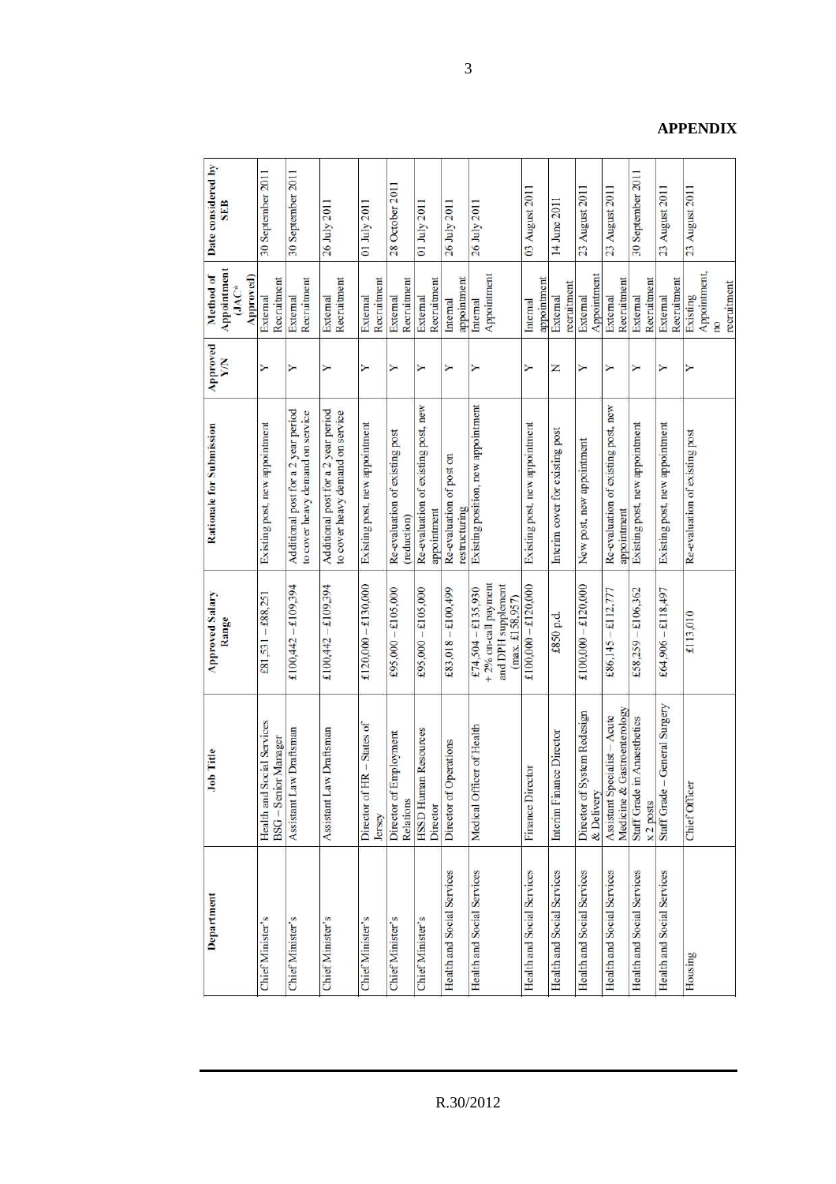**APPENDIX**

| Department | Job Title | Approved Salary Range | Rationale for Submission | Approved Y/N | Method of Appointment (JAC* Approved) | Date considered by SEB |
|---|---|---|---|---|---|---|
| Chief Minister's | Health and Social Services BSG – Senior Manager | £81,531 – £88,251 | Existing post, new appointment | Y | External Recruitment | 30 September 2011 |
| Chief Minister's | Assistant Law Draftsman | £100,442 – £109,394 | Additional post for a 2 year period to cover heavy demand on service | Y | External Recruitment | 30 September 2011 |
| Chief Minister's | Assistant Law Draftsman | £100,442 – £109,394 | Additional post for a 2 year period to cover heavy demand on service | Y | External Recruitment | 26 July 2011 |
| Chief Minister's | Director of HR – States of Jersey | £120,000 – £130,000 | Existing post, new appointment | Y | External Recruitment | 01 July 2011 |
| Chief Minister's | Director of Employment Relations | £95,000 – £105,000 | Re-evaluation of existing post (reduction) | Y | External Recruitment | 28 October 2011 |
| Chief Minister's | HSSD Human Resources Director | £95,000 – £105,000 | Re-evaluation of existing post, new appointment | Y | External Recruitment | 01 July 2011 |
| Health and Social Services | Director of Operations | £83,018 – £100,499 | Re-evaluation of post on restructuring | Y | Internal appointment | 26 July 2011 |
| Health and Social Services | Medical Officer of Health | £74,504 – £135,930 + 2% on-call payment and DPH supplement (max. £158,957) | Existing position, new appointment | Y | Internal Appointment | 26 July 2011 |
| Health and Social Services | Finance Director | £100,000 – £120,000 | Existing post, new appointment | Y | Internal appointment | 03 August 2011 |
| Health and Social Services | Interim Finance Director | £850 p.d. | Interim cover for existing post | N | External recruitment | 14 June 2011 |
| Health and Social Services | Director of System Redesign & Delivery | £100,000 – £120,000 | New post, new appointment | Y | External Appointment | 23 August 2011 |
| Health and Social Services | Assistant Specialist – Acute Medicine & Gastroenterology | £86,145 – £112,777 | Re-evaluation of existing post, new appointment | Y | External Recruitment | 23 August 2011 |
| Health and Social Services | Staff Grade in Anaesthetics x 2 posts | £58,259 – £106,362 | Existing post, new appointment | Y | External Recruitment | 30 September 2011 |
| Health and Social Services | Staff Grade – General Surgery | £64,906 – £118,497 | Existing post, new appointment | Y | External Recruitment | 23 August 2011 |
| Housing | Chief Officer | £113,010 | Re-evaluation of existing post | Y | Existing Appointment, no recruitment | 23 August 2011 |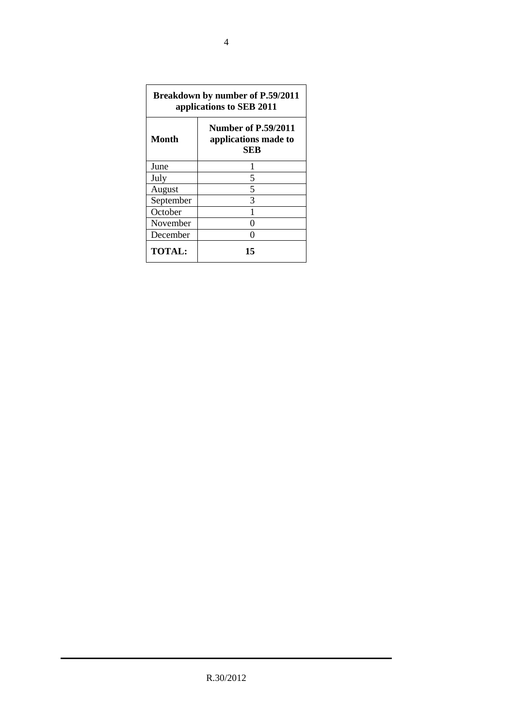| Breakdown by number of P.59/2011 applications to SEB 2011 | |
|---|---|
| **Month** | **Number of P.59/2011 applications made to SEB** |
| June | 1 |
| July | 5 |
| August | 5 |
| September | 3 |
| October | 1 |
| November | 0 |
| December | 0 |
| **TOTAL:** | **15** |

R.30/2012